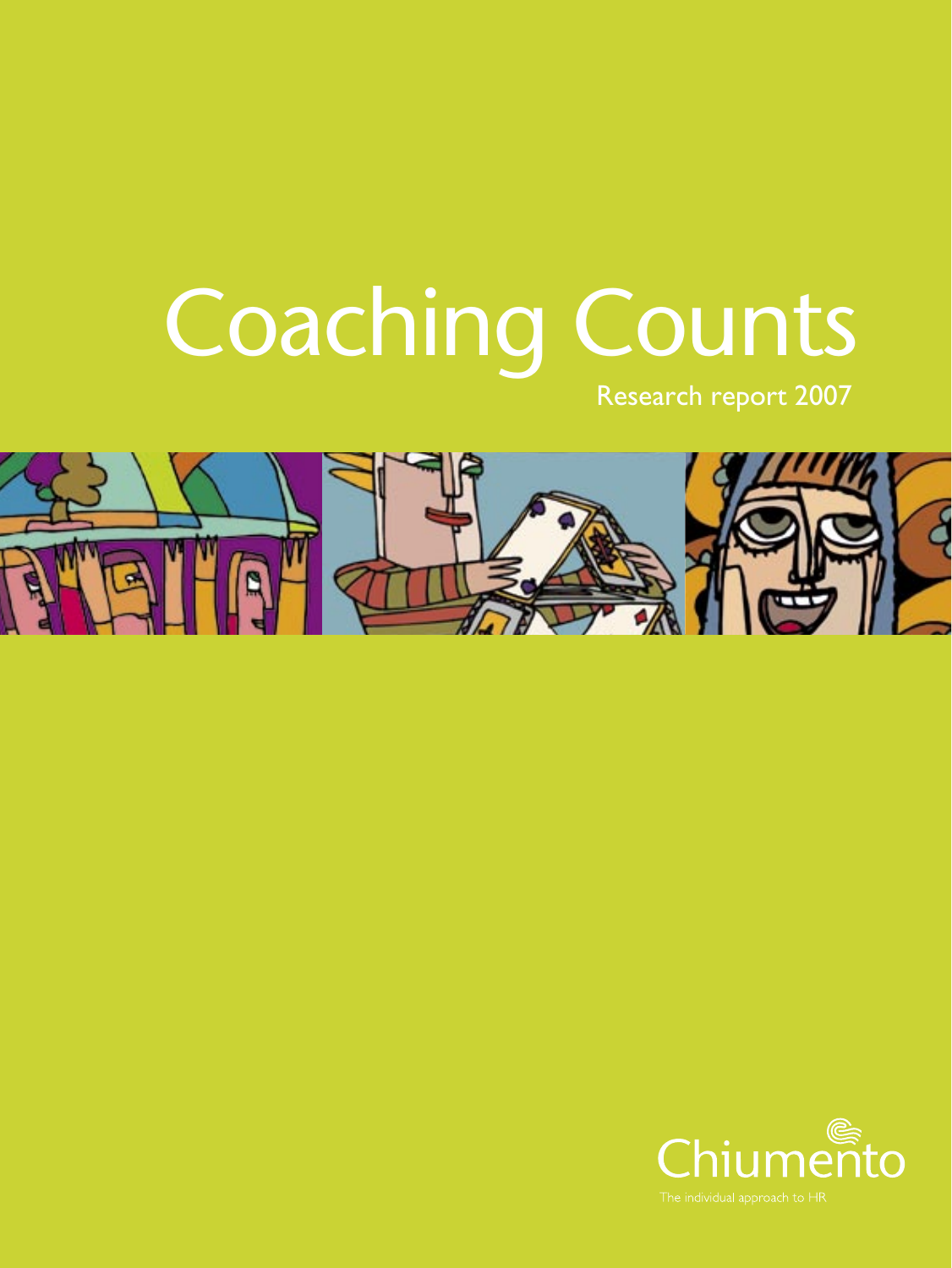# Coaching Counts

Research report 2007

Chiumento

The individual approach to HR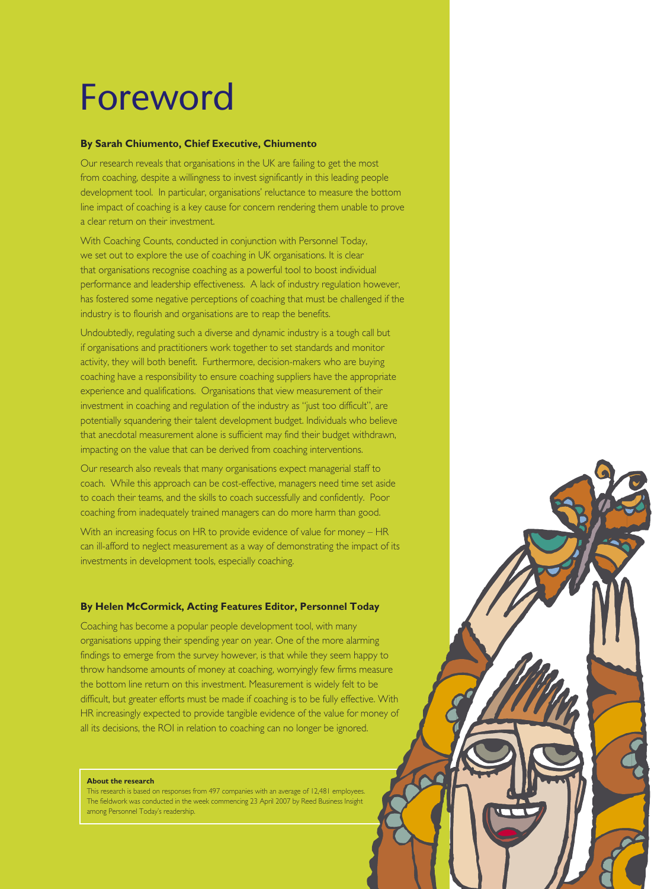# Foreword

**By Sarah Chiumento, Chief Executive, Chiumento**

Our research reveals that organisations in the UK are failing to get the most from coaching, despite a willingness to invest significantly in this leading people development tool. In particular, organisations' reluctance to measure the bottom line impact of coaching is a key cause for concern rendering them unable to prove a clear return on their investment.

With Coaching Counts, conducted in conjunction with Personnel Today, we set out to explore the use of coaching in UK organisations. It is clear that organisations recognise coaching as a powerful tool to boost individual performance and leadership effectiveness. A lack of industry regulation however, has fostered some negative perceptions of coaching that must be challenged if the industry is to flourish and organisations are to reap the benefits.

Undoubtedly, regulating such a diverse and dynamic industry is a tough call but if organisations and practitioners work together to set standards and monitor activity, they will both benefit. Furthermore, decision-makers who are buying coaching have a responsibility to ensure coaching suppliers have the appropriate experience and qualifications. Organisations that view measurement of their investment in coaching and regulation of the industry as "just too difficult", are potentially squandering their talent development budget. Individuals who believe that anecdotal measurement alone is sufficient may find their budget withdrawn, impacting on the value that can be derived from coaching interventions.

Our research also reveals that many organisations expect managerial staff to coach. While this approach can be cost-effective, managers need time set aside to coach their teams, and the skills to coach successfully and confidently. Poor coaching from inadequately trained managers can do more harm than good.

With an increasing focus on HR to provide evidence of value for money – HR can ill-afford to neglect measurement as a way of demonstrating the impact of its investments in development tools, especially coaching.

**By Helen McCormick, Acting Features Editor, Personnel Today**

Coaching has become a popular people development tool, with many organisations upping their spending year on year. One of the more alarming findings to emerge from the survey however, is that while they seem happy to throw handsome amounts of money at coaching, worryingly few firms measure the bottom line return on this investment. Measurement is widely felt to be difficult, but greater efforts must be made if coaching is to be fully effective. With HR increasingly expected to provide tangible evidence of the value for money of all its decisions, the ROI in relation to coaching can no longer be ignored.

**About the research**

This research is based on responses from 497 companies with an average of 12,481 employees. The fieldwork was conducted in the week commencing 23 April 2007 by Reed Business Insight among Personnel Today's readership.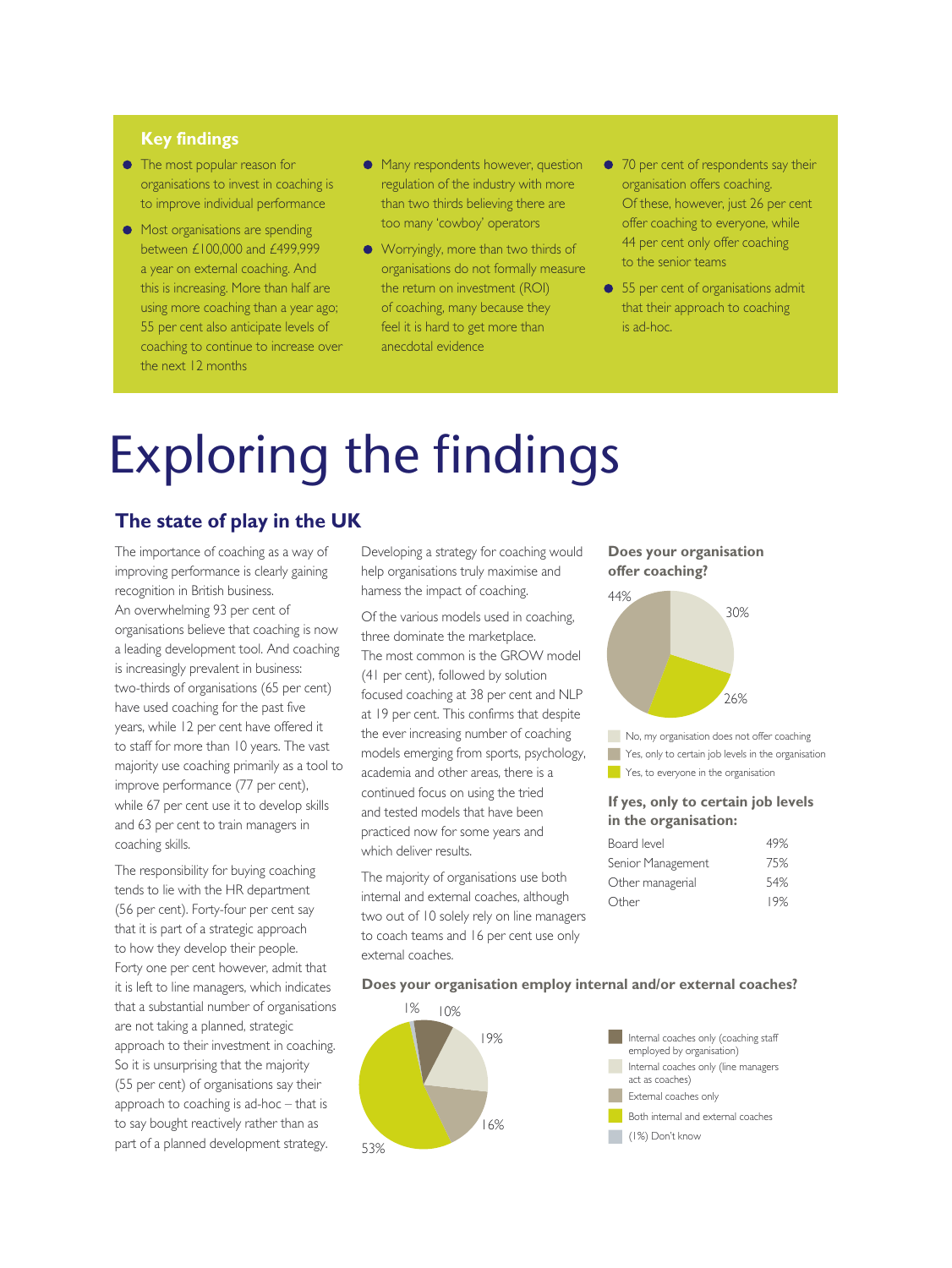## Key findings

- The most popular reason for organisations to invest in coaching is to improve individual performance
- Most organisations are spending between £100,000 and £499,999 a year on external coaching. And this is increasing. More than half are using more coaching than a year ago; 55 per cent also anticipate levels of coaching to continue to increase over the next 12 months
- Many respondents however, question regulation of the industry with more than two thirds believing there are too many 'cowboy' operators
- Worryingly, more than two thirds of organisations do not formally measure the return on investment (ROI) of coaching, many because they feel it is hard to get more than anecdotal evidence
- 70 per cent of respondents say their organisation offers coaching. Of these, however, just 26 per cent offer coaching to everyone, while 44 per cent only offer coaching to the senior teams
- 55 per cent of organisations admit that their approach to coaching is ad-hoc.

# Exploring the findings

## The state of play in the UK

The importance of coaching as a way of improving performance is clearly gaining recognition in British business. An overwhelming 93 per cent of organisations believe that coaching is now a leading development tool. And coaching is increasingly prevalent in business: two-thirds of organisations (65 per cent) have used coaching for the past five years, while 12 per cent have offered it to staff for more than 10 years. The vast majority use coaching primarily as a tool to improve performance (77 per cent), while 67 per cent use it to develop skills and 63 per cent to train managers in coaching skills.

The responsibility for buying coaching tends to lie with the HR department (56 per cent). Forty-four per cent say that it is part of a strategic approach to how they develop their people. Forty one per cent however, admit that it is left to line managers, which indicates that a substantial number of organisations are not taking a planned, strategic approach to their investment in coaching. So it is unsurprising that the majority (55 per cent) of organisations say their approach to coaching is ad-hoc – that is to say bought reactively rather than as part of a planned development strategy.

Developing a strategy for coaching would help organisations truly maximise and harness the impact of coaching.

Of the various models used in coaching, three dominate the marketplace. The most common is the GROW model (41 per cent), followed by solution focused coaching at 38 per cent and NLP at 19 per cent. This confirms that despite the ever increasing number of coaching models emerging from sports, psychology, academia and other areas, there is a continued focus on using the tried and tested models that have been practiced now for some years and which deliver results.

The majority of organisations use both internal and external coaches, although two out of 10 solely rely on line managers to coach teams and 16 per cent use only external coaches.

**Does your organisation offer coaching?**

| Response | % |
|---|---|
| No, my organisation does not offer coaching | 30% |
| Yes, only to certain job levels in the organisation | 44% |
| Yes, to everyone in the organisation | 26% |

**If yes, only to certain job levels in the organisation:**

| | |
|---|---|
| Board level | 49% |
| Senior Management | 75% |
| Other managerial | 54% |
| Other | 19% |

**Does your organisation employ internal and/or external coaches?**

| Response | % |
|---|---|
| Internal coaches only (coaching staff employed by organisation) | 10% |
| Internal coaches only (line managers act as coaches) | 19% |
| External coaches only | 16% |
| Both internal and external coaches | 53% |
| (1%) Don't know | 1% |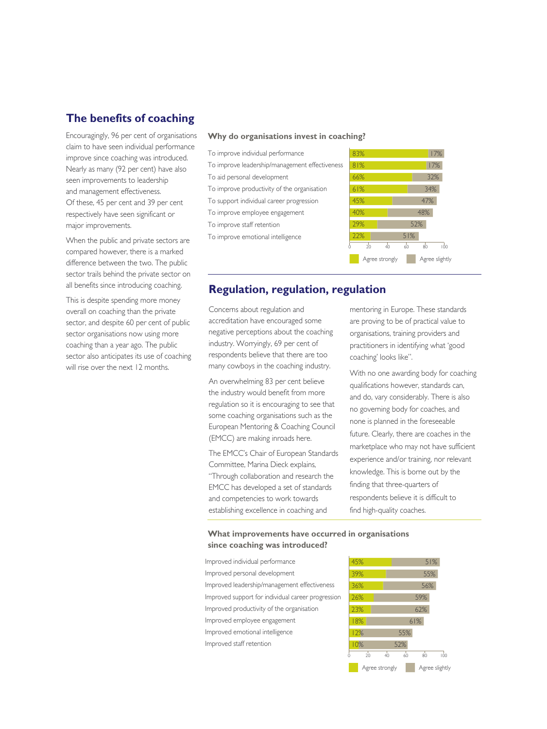## The benefits of coaching

Encouragingly, 96 per cent of organisations claim to have seen individual performance improve since coaching was introduced. Nearly as many (92 per cent) have also seen improvements to leadership and management effectiveness. Of these, 45 per cent and 39 per cent respectively have seen significant or major improvements.

When the public and private sectors are compared however, there is a marked difference between the two. The public sector trails behind the private sector on all benefits since introducing coaching.

This is despite spending more money overall on coaching than the private sector, and despite 60 per cent of public sector organisations now using more coaching than a year ago. The public sector also anticipates its use of coaching will rise over the next 12 months.

### Why do organisations invest in coaching?

| | Agree strongly | Agree slightly |
|---|---|---|
| To improve individual performance | 83% | 17% |
| To improve leadership/management effectiveness | 81% | 17% |
| To aid personal development | 66% | 32% |
| To improve productivity of the organisation | 61% | 34% |
| To support individual career progression | 45% | 47% |
| To improve employee engagement | 40% | 48% |
| To improve staff retention | 29% | 52% |
| To improve emotional intelligence | 22% | 51% |

## Regulation, regulation, regulation

Concerns about regulation and accreditation have encouraged some negative perceptions about the coaching industry. Worryingly, 69 per cent of respondents believe that there are too many cowboys in the coaching industry.

An overwhelming 83 per cent believe the industry would benefit from more regulation so it is encouraging to see that some coaching organisations such as the European Mentoring & Coaching Council (EMCC) are making inroads here.

The EMCC's Chair of European Standards Committee, Marina Dieck explains, "Through collaboration and research the EMCC has developed a set of standards and competencies to work towards establishing excellence in coaching and mentoring in Europe. These standards are proving to be of practical value to organisations, training providers and practitioners in identifying what 'good coaching' looks like".

With no one awarding body for coaching qualifications however, standards can, and do, vary considerably. There is also no governing body for coaches, and none is planned in the foreseeable future. Clearly, there are coaches in the marketplace who may not have sufficient experience and/or training, nor relevant knowledge. This is borne out by the finding that three-quarters of respondents believe it is difficult to find high-quality coaches.

### What improvements have occurred in organisations since coaching was introduced?

| | Agree strongly | Agree slightly |
|---|---|---|
| Improved individual performance | 45% | 51% |
| Improved personal development | 39% | 55% |
| Improved leadership/management effectiveness | 36% | 56% |
| Improved support for individual career progression | 26% | 59% |
| Improved productivity of the organisation | 23% | 62% |
| Improved employee engagement | 18% | 61% |
| Improved emotional intelligence | 12% | 55% |
| Improved staff retention | 10% | 52% |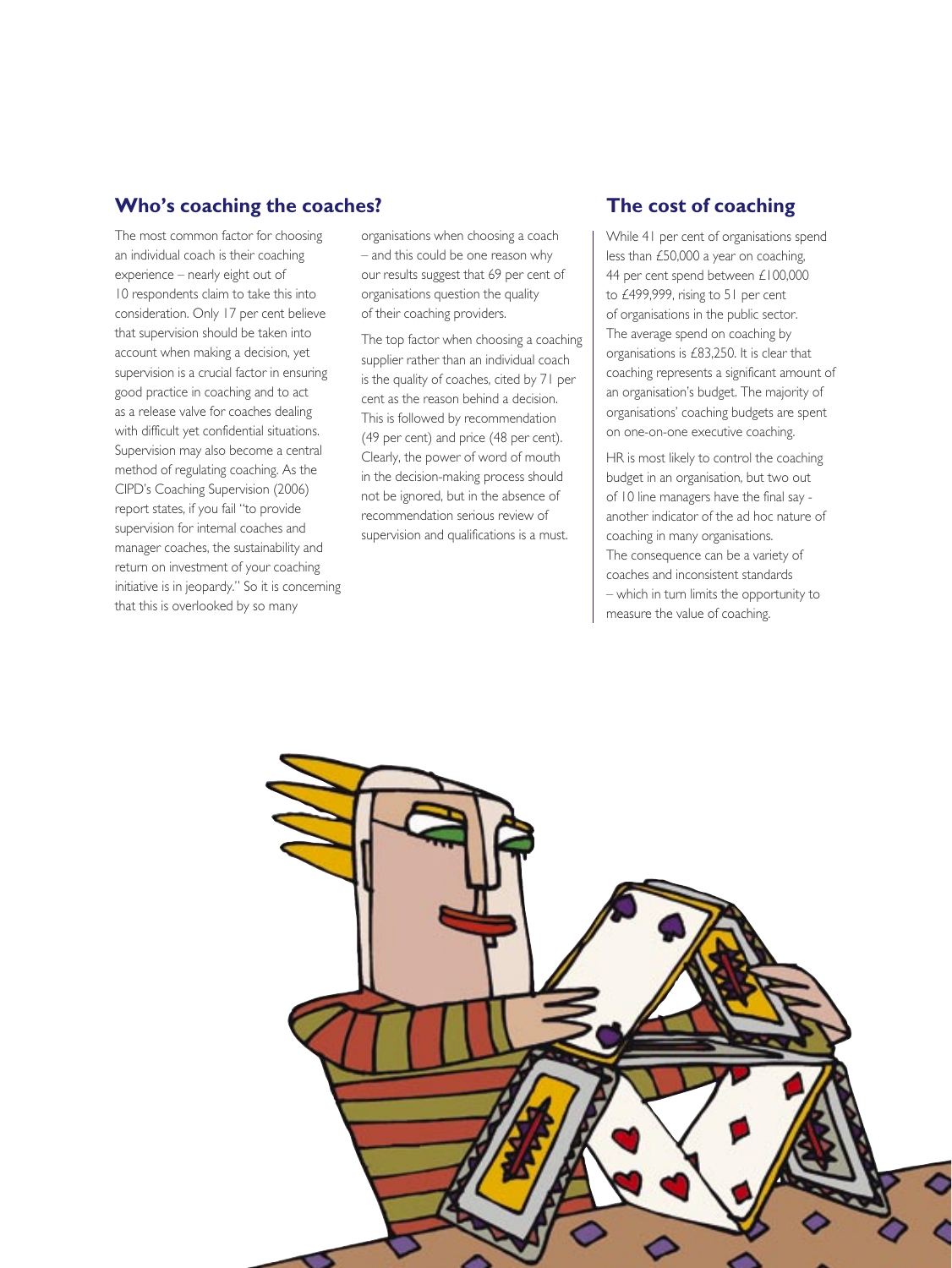## Who's coaching the coaches?

The most common factor for choosing an individual coach is their coaching experience – nearly eight out of 10 respondents claim to take this into consideration. Only 17 per cent believe that supervision should be taken into account when making a decision, yet supervision is a crucial factor in ensuring good practice in coaching and to act as a release valve for coaches dealing with difficult yet confidential situations. Supervision may also become a central method of regulating coaching. As the CIPD's Coaching Supervision (2006) report states, if you fail "to provide supervision for internal coaches and manager coaches, the sustainability and return on investment of your coaching initiative is in jeopardy." So it is concerning that this is overlooked by so many organisations when choosing a coach – and this could be one reason why our results suggest that 69 per cent of organisations question the quality of their coaching providers.

The top factor when choosing a coaching supplier rather than an individual coach is the quality of coaches, cited by 71 per cent as the reason behind a decision. This is followed by recommendation (49 per cent) and price (48 per cent). Clearly, the power of word of mouth in the decision-making process should not be ignored, but in the absence of recommendation serious review of supervision and qualifications is a must.

## The cost of coaching

While 41 per cent of organisations spend less than £50,000 a year on coaching, 44 per cent spend between £100,000 to £499,999, rising to 51 per cent of organisations in the public sector. The average spend on coaching by organisations is £83,250. It is clear that coaching represents a significant amount of an organisation's budget. The majority of organisations' coaching budgets are spent on one-on-one executive coaching.

HR is most likely to control the coaching budget in an organisation, but two out of 10 line managers have the final say - another indicator of the ad hoc nature of coaching in many organisations. The consequence can be a variety of coaches and inconsistent standards – which in turn limits the opportunity to measure the value of coaching.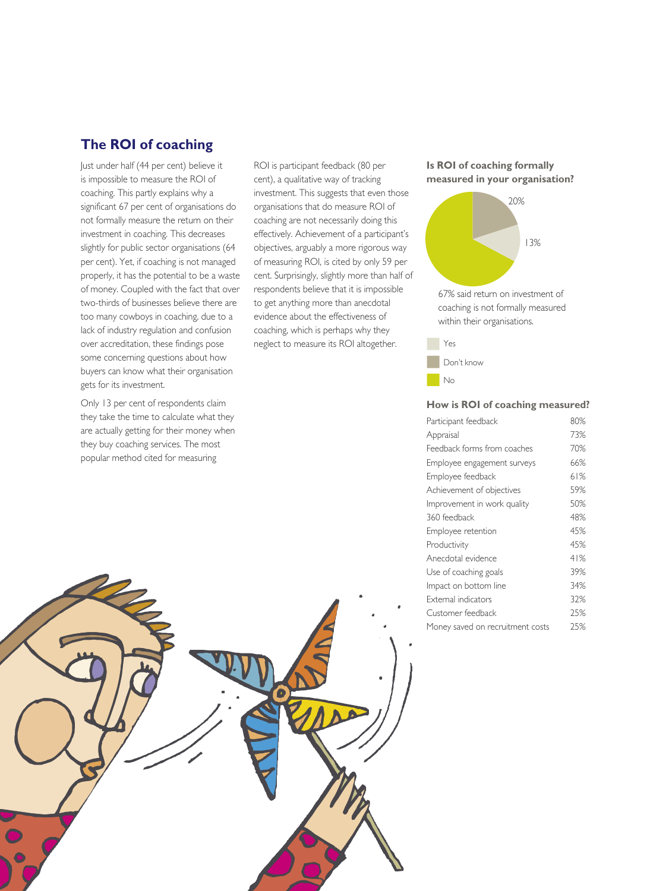## The ROI of coaching

Just under half (44 per cent) believe it is impossible to measure the ROI of coaching. This partly explains why a significant 67 per cent of organisations do not formally measure the return on their investment in coaching. This decreases slightly for public sector organisations (64 per cent). Yet, if coaching is not managed properly, it has the potential to be a waste of money. Coupled with the fact that over two-thirds of businesses believe there are too many cowboys in coaching, due to a lack of industry regulation and confusion over accreditation, these findings pose some concerning questions about how buyers can know what their organisation gets for its investment.

Only 13 per cent of respondents claim they take the time to calculate what they are actually getting for their money when they buy coaching services. The most popular method cited for measuring ROI is participant feedback (80 per cent), a qualitative way of tracking investment. This suggests that even those organisations that do measure ROI of coaching are not necessarily doing this effectively. Achievement of a participant's objectives, arguably a more rigorous way of measuring ROI, is cited by only 59 per cent. Surprisingly, slightly more than half of respondents believe that it is impossible to get anything more than anecdotal evidence about the effectiveness of coaching, which is perhaps why they neglect to measure its ROI altogether.

### Is ROI of coaching formally measured in your organisation?

| Response | % |
|---|---|
| Yes | 13% |
| Don't know | 20% |
| No | 67% |

67% said return on investment of coaching is not formally measured within their organisations.

### How is ROI of coaching measured?

| Method | % |
|---|---|
| Participant feedback | 80% |
| Appraisal | 73% |
| Feedback forms from coaches | 70% |
| Employee engagement surveys | 66% |
| Employee feedback | 61% |
| Achievement of objectives | 59% |
| Improvement in work quality | 50% |
| 360 feedback | 48% |
| Employee retention | 45% |
| Productivity | 45% |
| Anecdotal evidence | 41% |
| Use of coaching goals | 39% |
| Impact on bottom line | 34% |
| External indicators | 32% |
| Customer feedback | 25% |
| Money saved on recruitment costs | 25% |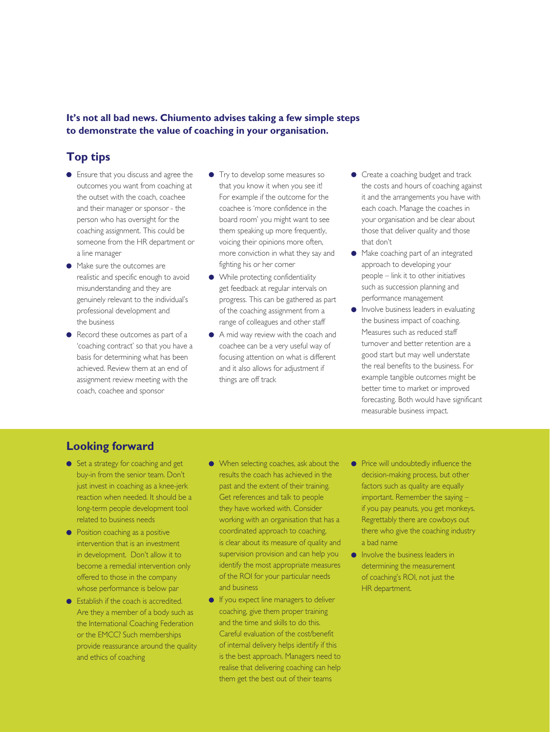**It's not all bad news. Chiumento advises taking a few simple steps to demonstrate the value of coaching in your organisation.**

## Top tips

- Ensure that you discuss and agree the outcomes you want from coaching at the outset with the coach, coachee and their manager or sponsor - the person who has oversight for the coaching assignment. This could be someone from the HR department or a line manager
- Make sure the outcomes are realistic and specific enough to avoid misunderstanding and they are genuinely relevant to the individual's professional development and the business
- Record these outcomes as part of a 'coaching contract' so that you have a basis for determining what has been achieved. Review them at an end of assignment review meeting with the coach, coachee and sponsor
- Try to develop some measures so that you know it when you see it! For example if the outcome for the coachee is 'more confidence in the board room' you might want to see them speaking up more frequently, voicing their opinions more often, more conviction in what they say and fighting his or her corner
- While protecting confidentiality get feedback at regular intervals on progress. This can be gathered as part of the coaching assignment from a range of colleagues and other staff
- A mid way review with the coach and coachee can be a very useful way of focusing attention on what is different and it also allows for adjustment if things are off track
- Create a coaching budget and track the costs and hours of coaching against it and the arrangements you have with each coach. Manage the coaches in your organisation and be clear about those that deliver quality and those that don't
- Make coaching part of an integrated approach to developing your people – link it to other initiatives such as succession planning and performance management
- Involve business leaders in evaluating the business impact of coaching. Measures such as reduced staff turnover and better retention are a good start but may well understate the real benefits to the business. For example tangible outcomes might be better time to market or improved forecasting. Both would have significant measurable business impact.

## Looking forward

- Set a strategy for coaching and get buy-in from the senior team. Don't just invest in coaching as a knee-jerk reaction when needed. It should be a long-term people development tool related to business needs
- Position coaching as a positive intervention that is an investment in development. Don't allow it to become a remedial intervention only offered to those in the company whose performance is below par
- Establish if the coach is accredited. Are they a member of a body such as the International Coaching Federation or the EMCC? Such memberships provide reassurance around the quality and ethics of coaching
- When selecting coaches, ask about the results the coach has achieved in the past and the extent of their training. Get references and talk to people they have worked with. Consider working with an organisation that has a coordinated approach to coaching, is clear about its measure of quality and supervision provision and can help you identify the most appropriate measures of the ROI for your particular needs and business
- If you expect line managers to deliver coaching, give them proper training and the time and skills to do this. Careful evaluation of the cost/benefit of internal delivery helps identify if this is the best approach. Managers need to realise that delivering coaching can help them get the best out of their teams
- Price will undoubtedly influence the decision-making process, but other factors such as quality are equally important. Remember the saying – if you pay peanuts, you get monkeys. Regrettably there are cowboys out there who give the coaching industry a bad name
- Involve the business leaders in determining the measurement of coaching's ROI, not just the HR department.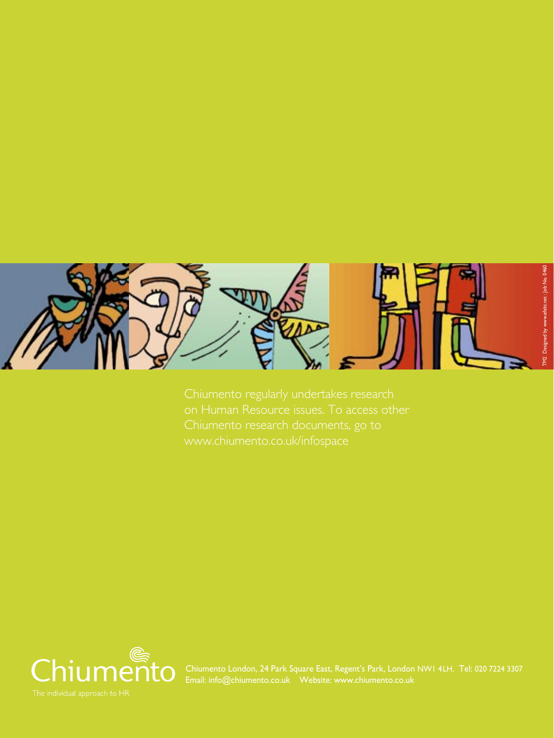Chiumento regularly undertakes research on Human Resource issues. To access other Chiumento research documents, go to www.chiumento.co.uk/infospace

Chiumento

The individual approach to HR

Chiumento London, 24 Park Square East, Regent's Park, London NW1 4LH. Tel: 020 7224 3307
Email: info@chiumento.co.uk Website: www.chiumento.co.uk

TM2 Designed by www.efekt.net : Job No. 0460